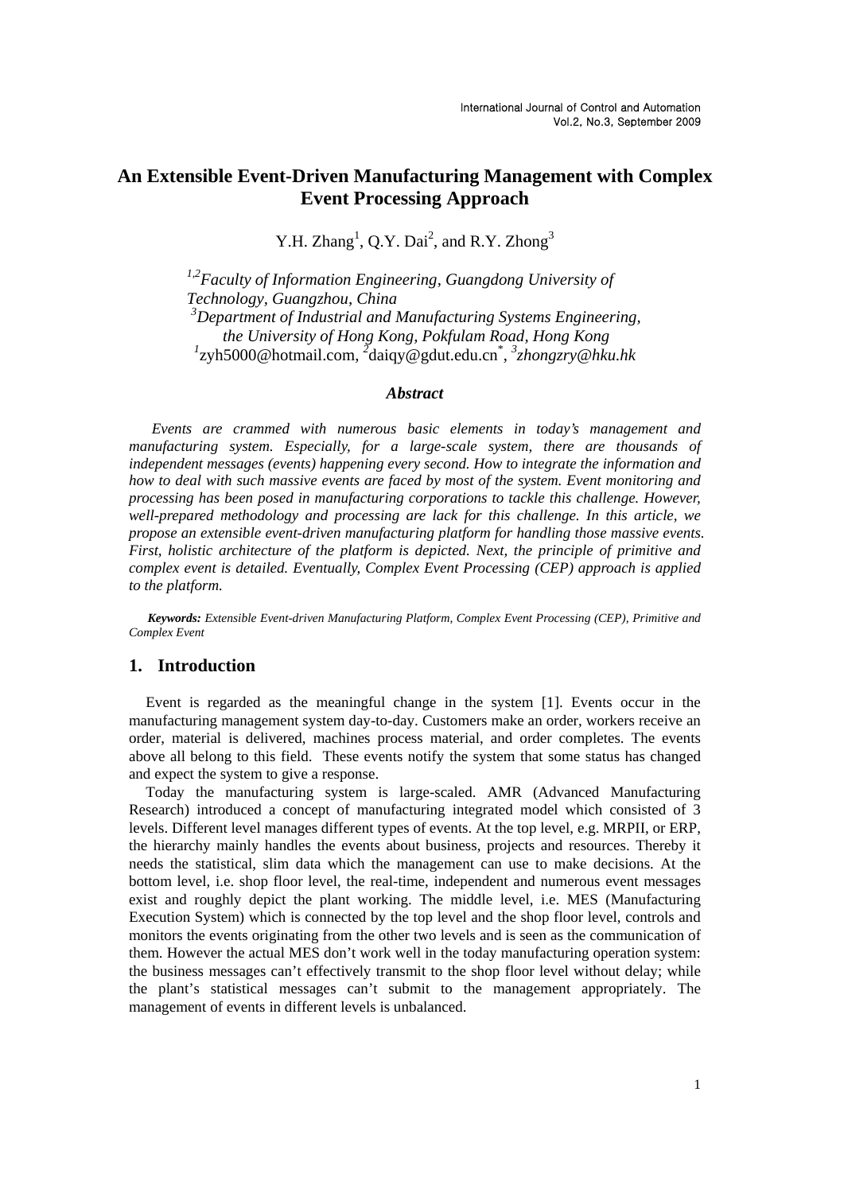# An Extensible Event-Driven Manufacturing Management with Complex Event Processing Approach

Y.H. Zhang[1], Q.Y. Dai[2], and R.Y. Zhong[3]

*[1,2]Faculty of Information Engineering, Guangdong University of Technology, Guangzhou, China*
*[3]Department of Industrial and Manufacturing Systems Engineering, the University of Hong Kong, Pokfulam Road, Hong Kong*
[1]zyh5000@hotmail.com, [2]daiqy@gdut.edu.cn*, [3]*zhongzry@hku.hk*

### *Abstract*

*Events are crammed with numerous basic elements in today's management and manufacturing system. Especially, for a large-scale system, there are thousands of independent messages (events) happening every second. How to integrate the information and how to deal with such massive events are faced by most of the system. Event monitoring and processing has been posed in manufacturing corporations to tackle this challenge. However, well-prepared methodology and processing are lack for this challenge. In this article, we propose an extensible event-driven manufacturing platform for handling those massive events. First, holistic architecture of the platform is depicted. Next, the principle of primitive and complex event is detailed. Eventually, Complex Event Processing (CEP) approach is applied to the platform.*

***Keywords:*** *Extensible Event-driven Manufacturing Platform, Complex Event Processing (CEP), Primitive and Complex Event*

## 1. Introduction

Event is regarded as the meaningful change in the system [1]. Events occur in the manufacturing management system day-to-day. Customers make an order, workers receive an order, material is delivered, machines process material, and order completes. The events above all belong to this field. These events notify the system that some status has changed and expect the system to give a response.

Today the manufacturing system is large-scaled. AMR (Advanced Manufacturing Research) introduced a concept of manufacturing integrated model which consisted of 3 levels. Different level manages different types of events. At the top level, e.g. MRPII, or ERP, the hierarchy mainly handles the events about business, projects and resources. Thereby it needs the statistical, slim data which the management can use to make decisions. At the bottom level, i.e. shop floor level, the real-time, independent and numerous event messages exist and roughly depict the plant working. The middle level, i.e. MES (Manufacturing Execution System) which is connected by the top level and the shop floor level, controls and monitors the events originating from the other two levels and is seen as the communication of them. However the actual MES don't work well in the today manufacturing operation system: the business messages can't effectively transmit to the shop floor level without delay; while the plant's statistical messages can't submit to the management appropriately. The management of events in different levels is unbalanced.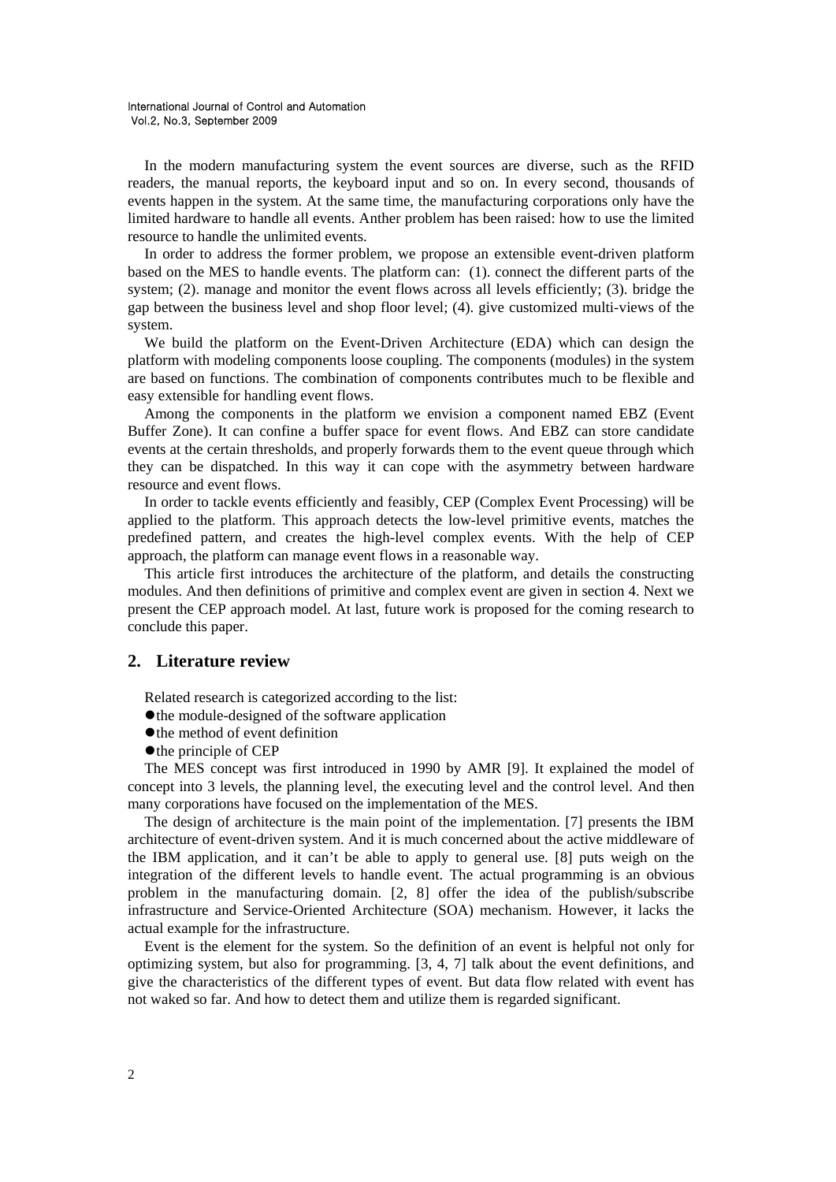In the modern manufacturing system the event sources are diverse, such as the RFID readers, the manual reports, the keyboard input and so on. In every second, thousands of events happen in the system. At the same time, the manufacturing corporations only have the limited hardware to handle all events. Anther problem has been raised: how to use the limited resource to handle the unlimited events.

In order to address the former problem, we propose an extensible event-driven platform based on the MES to handle events. The platform can: (1). connect the different parts of the system; (2). manage and monitor the event flows across all levels efficiently; (3). bridge the gap between the business level and shop floor level; (4). give customized multi-views of the system.

We build the platform on the Event-Driven Architecture (EDA) which can design the platform with modeling components loose coupling. The components (modules) in the system are based on functions. The combination of components contributes much to be flexible and easy extensible for handling event flows.

Among the components in the platform we envision a component named EBZ (Event Buffer Zone). It can confine a buffer space for event flows. And EBZ can store candidate events at the certain thresholds, and properly forwards them to the event queue through which they can be dispatched. In this way it can cope with the asymmetry between hardware resource and event flows.

In order to tackle events efficiently and feasibly, CEP (Complex Event Processing) will be applied to the platform. This approach detects the low-level primitive events, matches the predefined pattern, and creates the high-level complex events. With the help of CEP approach, the platform can manage event flows in a reasonable way.

This article first introduces the architecture of the platform, and details the constructing modules. And then definitions of primitive and complex event are given in section 4. Next we present the CEP approach model. At last, future work is proposed for the coming research to conclude this paper.

## 2. Literature review

Related research is categorized according to the list:

- the module-designed of the software application
- the method of event definition
- the principle of CEP

The MES concept was first introduced in 1990 by AMR [9]. It explained the model of concept into 3 levels, the planning level, the executing level and the control level. And then many corporations have focused on the implementation of the MES.

The design of architecture is the main point of the implementation. [7] presents the IBM architecture of event-driven system. And it is much concerned about the active middleware of the IBM application, and it can't be able to apply to general use. [8] puts weigh on the integration of the different levels to handle event. The actual programming is an obvious problem in the manufacturing domain. [2, 8] offer the idea of the publish/subscribe infrastructure and Service-Oriented Architecture (SOA) mechanism. However, it lacks the actual example for the infrastructure.

Event is the element for the system. So the definition of an event is helpful not only for optimizing system, but also for programming. [3, 4, 7] talk about the event definitions, and give the characteristics of the different types of event. But data flow related with event has not waked so far. And how to detect them and utilize them is regarded significant.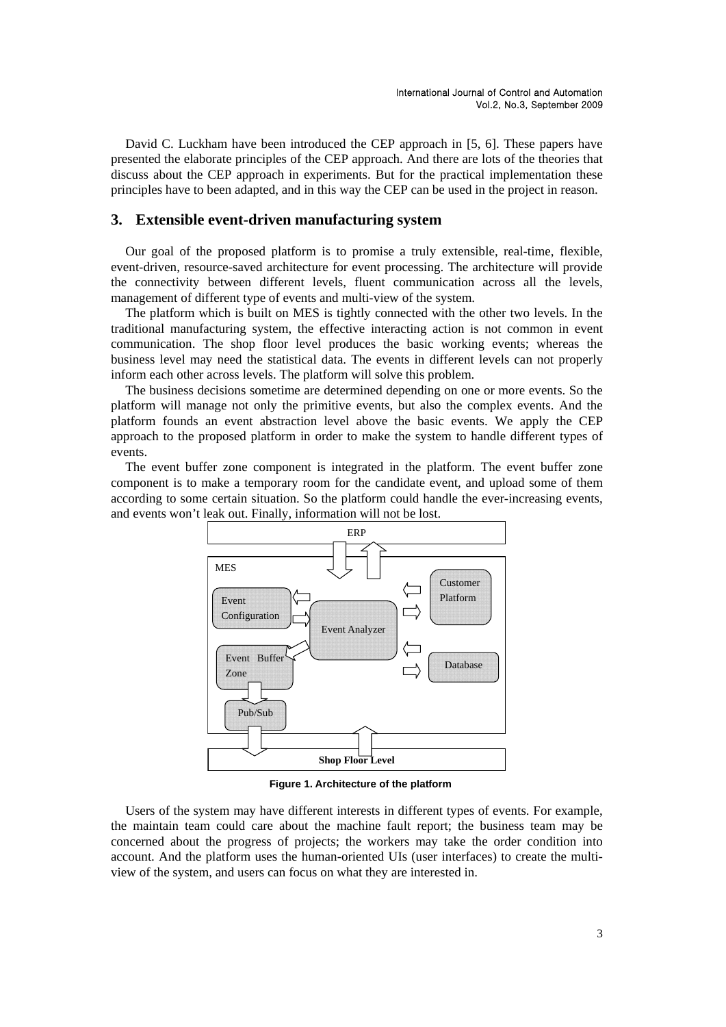David C. Luckham have been introduced the CEP approach in [5, 6]. These papers have presented the elaborate principles of the CEP approach. And there are lots of the theories that discuss about the CEP approach in experiments. But for the practical implementation these principles have to been adapted, and in this way the CEP can be used in the project in reason.

## 3. Extensible event-driven manufacturing system

Our goal of the proposed platform is to promise a truly extensible, real-time, flexible, event-driven, resource-saved architecture for event processing. The architecture will provide the connectivity between different levels, fluent communication across all the levels, management of different type of events and multi-view of the system.

The platform which is built on MES is tightly connected with the other two levels. In the traditional manufacturing system, the effective interacting action is not common in event communication. The shop floor level produces the basic working events; whereas the business level may need the statistical data. The events in different levels can not properly inform each other across levels. The platform will solve this problem.

The business decisions sometime are determined depending on one or more events. So the platform will manage not only the primitive events, but also the complex events. And the platform founds an event abstraction level above the basic events. We apply the CEP approach to the proposed platform in order to make the system to handle different types of events.

The event buffer zone component is integrated in the platform. The event buffer zone component is to make a temporary room for the candidate event, and upload some of them according to some certain situation. So the platform could handle the ever-increasing events, and events won't leak out. Finally, information will not be lost.

ERP

MES

Event Configuration

Event Analyzer

Customer Platform

Event Buffer Zone

Database

Pub/Sub

Shop Floor Level

**Figure 1. Architecture of the platform**

Users of the system may have different interests in different types of events. For example, the maintain team could care about the machine fault report; the business team may be concerned about the progress of projects; the workers may take the order condition into account. And the platform uses the human-oriented UIs (user interfaces) to create the multi-view of the system, and users can focus on what they are interested in.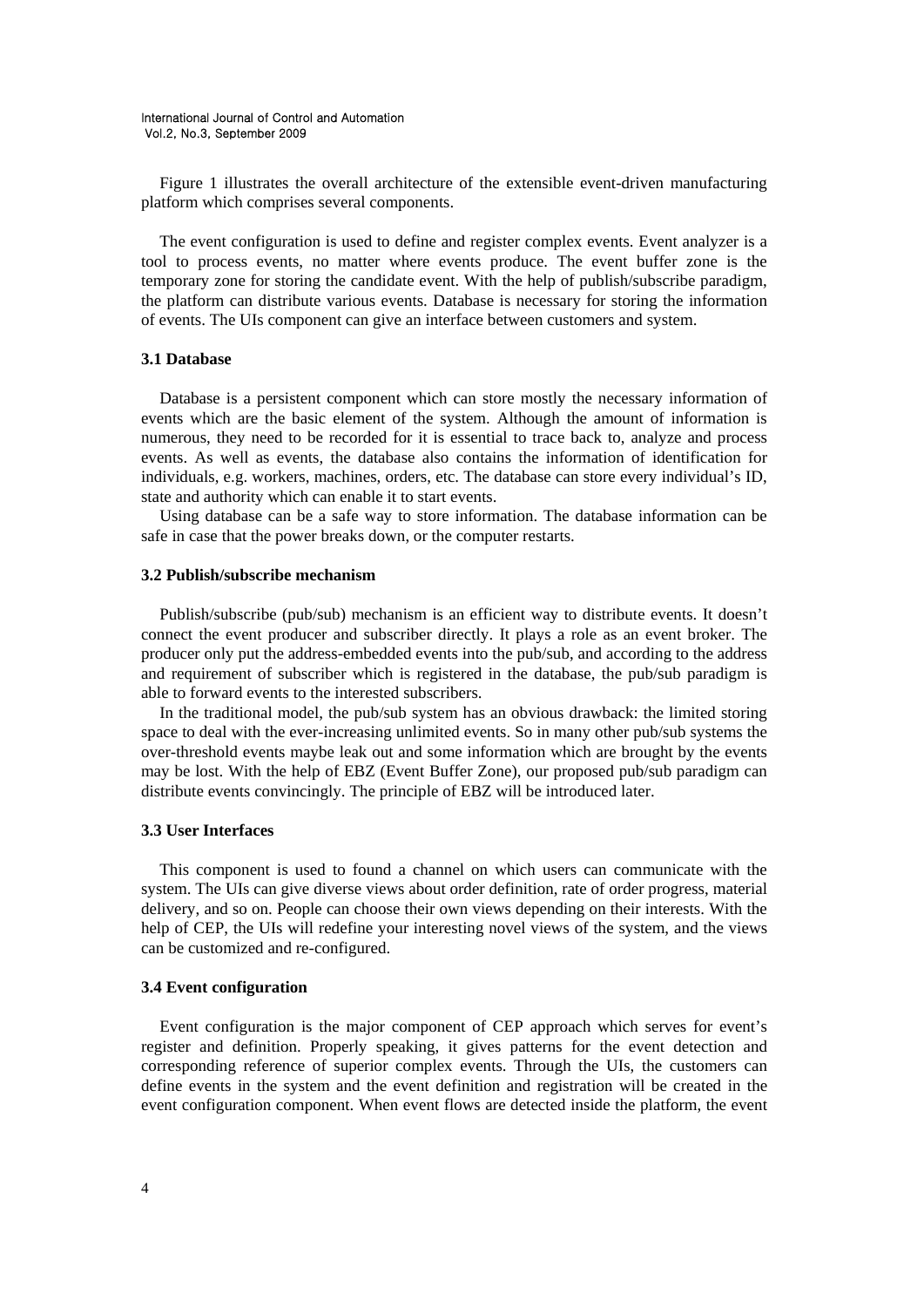Figure 1 illustrates the overall architecture of the extensible event-driven manufacturing platform which comprises several components.

The event configuration is used to define and register complex events. Event analyzer is a tool to process events, no matter where events produce. The event buffer zone is the temporary zone for storing the candidate event. With the help of publish/subscribe paradigm, the platform can distribute various events. Database is necessary for storing the information of events. The UIs component can give an interface between customers and system.

### 3.1 Database

Database is a persistent component which can store mostly the necessary information of events which are the basic element of the system. Although the amount of information is numerous, they need to be recorded for it is essential to trace back to, analyze and process events. As well as events, the database also contains the information of identification for individuals, e.g. workers, machines, orders, etc. The database can store every individual's ID, state and authority which can enable it to start events.

Using database can be a safe way to store information. The database information can be safe in case that the power breaks down, or the computer restarts.

### 3.2 Publish/subscribe mechanism

Publish/subscribe (pub/sub) mechanism is an efficient way to distribute events. It doesn't connect the event producer and subscriber directly. It plays a role as an event broker. The producer only put the address-embedded events into the pub/sub, and according to the address and requirement of subscriber which is registered in the database, the pub/sub paradigm is able to forward events to the interested subscribers.

In the traditional model, the pub/sub system has an obvious drawback: the limited storing space to deal with the ever-increasing unlimited events. So in many other pub/sub systems the over-threshold events maybe leak out and some information which are brought by the events may be lost. With the help of EBZ (Event Buffer Zone), our proposed pub/sub paradigm can distribute events convincingly. The principle of EBZ will be introduced later.

### 3.3 User Interfaces

This component is used to found a channel on which users can communicate with the system. The UIs can give diverse views about order definition, rate of order progress, material delivery, and so on. People can choose their own views depending on their interests. With the help of CEP, the UIs will redefine your interesting novel views of the system, and the views can be customized and re-configured.

### 3.4 Event configuration

Event configuration is the major component of CEP approach which serves for event's register and definition. Properly speaking, it gives patterns for the event detection and corresponding reference of superior complex events. Through the UIs, the customers can define events in the system and the event definition and registration will be created in the event configuration component. When event flows are detected inside the platform, the event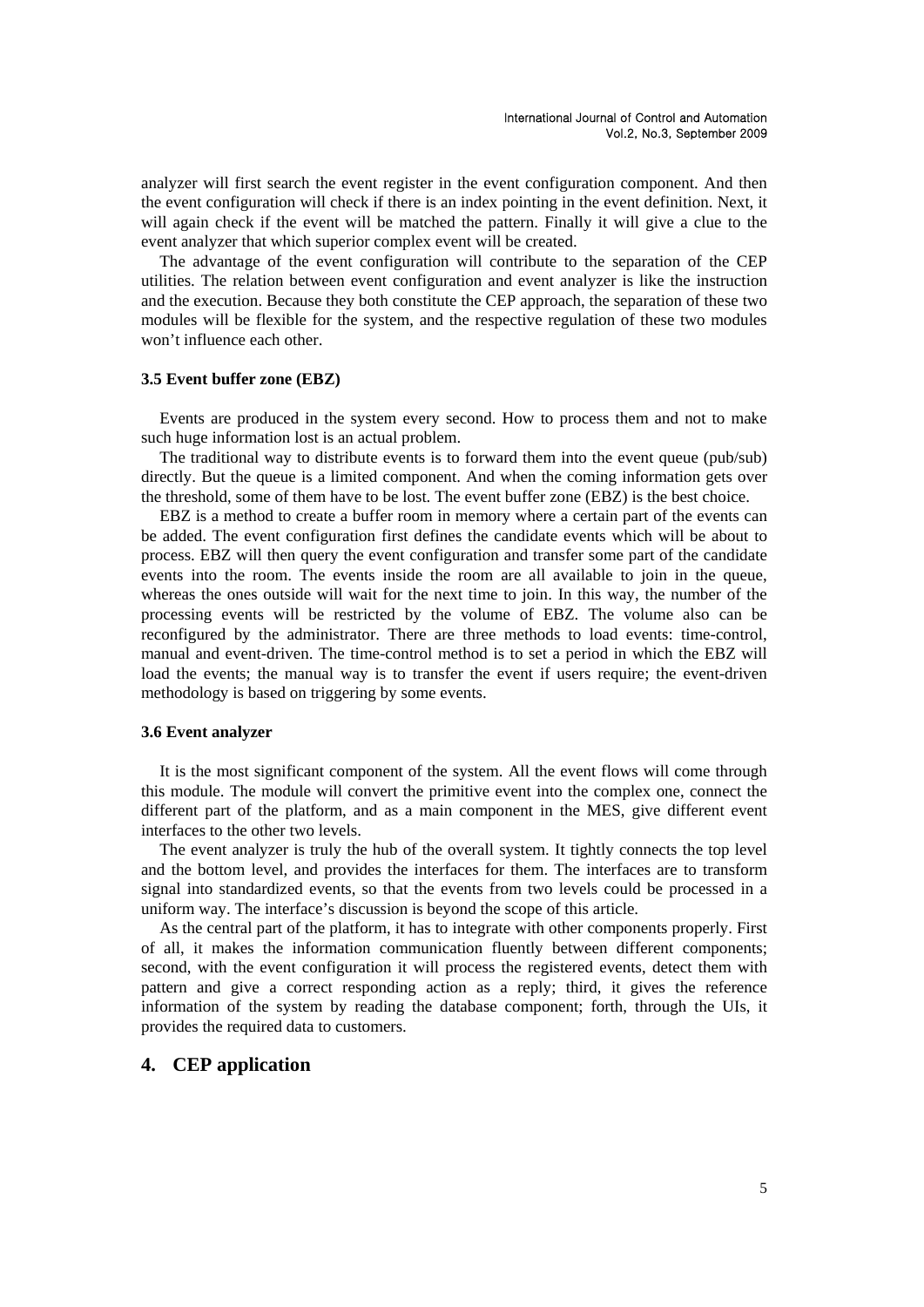analyzer will first search the event register in the event configuration component. And then the event configuration will check if there is an index pointing in the event definition. Next, it will again check if the event will be matched the pattern. Finally it will give a clue to the event analyzer that which superior complex event will be created.

The advantage of the event configuration will contribute to the separation of the CEP utilities. The relation between event configuration and event analyzer is like the instruction and the execution. Because they both constitute the CEP approach, the separation of these two modules will be flexible for the system, and the respective regulation of these two modules won't influence each other.

### 3.5 Event buffer zone (EBZ)

Events are produced in the system every second. How to process them and not to make such huge information lost is an actual problem.

The traditional way to distribute events is to forward them into the event queue (pub/sub) directly. But the queue is a limited component. And when the coming information gets over the threshold, some of them have to be lost. The event buffer zone (EBZ) is the best choice.

EBZ is a method to create a buffer room in memory where a certain part of the events can be added. The event configuration first defines the candidate events which will be about to process. EBZ will then query the event configuration and transfer some part of the candidate events into the room. The events inside the room are all available to join in the queue, whereas the ones outside will wait for the next time to join. In this way, the number of the processing events will be restricted by the volume of EBZ. The volume also can be reconfigured by the administrator. There are three methods to load events: time-control, manual and event-driven. The time-control method is to set a period in which the EBZ will load the events; the manual way is to transfer the event if users require; the event-driven methodology is based on triggering by some events.

### 3.6 Event analyzer

It is the most significant component of the system. All the event flows will come through this module. The module will convert the primitive event into the complex one, connect the different part of the platform, and as a main component in the MES, give different event interfaces to the other two levels.

The event analyzer is truly the hub of the overall system. It tightly connects the top level and the bottom level, and provides the interfaces for them. The interfaces are to transform signal into standardized events, so that the events from two levels could be processed in a uniform way. The interface's discussion is beyond the scope of this article.

As the central part of the platform, it has to integrate with other components properly. First of all, it makes the information communication fluently between different components; second, with the event configuration it will process the registered events, detect them with pattern and give a correct responding action as a reply; third, it gives the reference information of the system by reading the database component; forth, through the UIs, it provides the required data to customers.

## 4. CEP application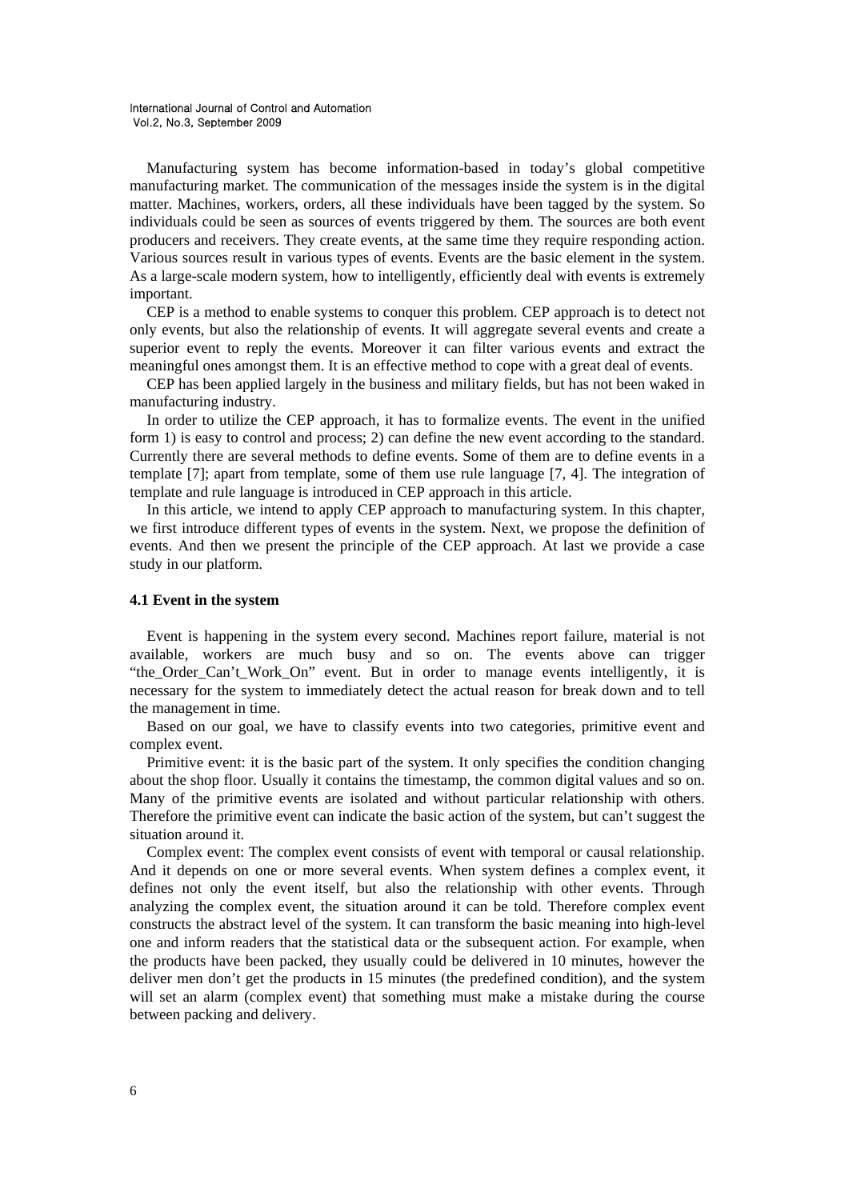Manufacturing system has become information-based in today's global competitive manufacturing market. The communication of the messages inside the system is in the digital matter. Machines, workers, orders, all these individuals have been tagged by the system. So individuals could be seen as sources of events triggered by them. The sources are both event producers and receivers. They create events, at the same time they require responding action. Various sources result in various types of events. Events are the basic element in the system. As a large-scale modern system, how to intelligently, efficiently deal with events is extremely important.

CEP is a method to enable systems to conquer this problem. CEP approach is to detect not only events, but also the relationship of events. It will aggregate several events and create a superior event to reply the events. Moreover it can filter various events and extract the meaningful ones amongst them. It is an effective method to cope with a great deal of events.

CEP has been applied largely in the business and military fields, but has not been waked in manufacturing industry.

In order to utilize the CEP approach, it has to formalize events. The event in the unified form 1) is easy to control and process; 2) can define the new event according to the standard. Currently there are several methods to define events. Some of them are to define events in a template [7]; apart from template, some of them use rule language [7, 4]. The integration of template and rule language is introduced in CEP approach in this article.

In this article, we intend to apply CEP approach to manufacturing system. In this chapter, we first introduce different types of events in the system. Next, we propose the definition of events. And then we present the principle of the CEP approach. At last we provide a case study in our platform.

### 4.1 Event in the system

Event is happening in the system every second. Machines report failure, material is not available, workers are much busy and so on. The events above can trigger "the_Order_Can't_Work_On" event. But in order to manage events intelligently, it is necessary for the system to immediately detect the actual reason for break down and to tell the management in time.

Based on our goal, we have to classify events into two categories, primitive event and complex event.

Primitive event: it is the basic part of the system. It only specifies the condition changing about the shop floor. Usually it contains the timestamp, the common digital values and so on. Many of the primitive events are isolated and without particular relationship with others. Therefore the primitive event can indicate the basic action of the system, but can't suggest the situation around it.

Complex event: The complex event consists of event with temporal or causal relationship. And it depends on one or more several events. When system defines a complex event, it defines not only the event itself, but also the relationship with other events. Through analyzing the complex event, the situation around it can be told. Therefore complex event constructs the abstract level of the system. It can transform the basic meaning into high-level one and inform readers that the statistical data or the subsequent action. For example, when the products have been packed, they usually could be delivered in 10 minutes, however the deliver men don't get the products in 15 minutes (the predefined condition), and the system will set an alarm (complex event) that something must make a mistake during the course between packing and delivery.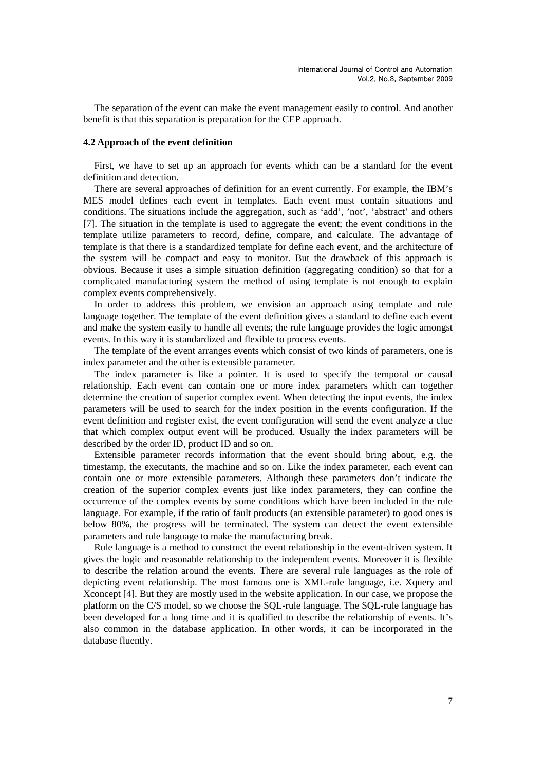The separation of the event can make the event management easily to control. And another benefit is that this separation is preparation for the CEP approach.

### 4.2 Approach of the event definition

First, we have to set up an approach for events which can be a standard for the event definition and detection.

There are several approaches of definition for an event currently. For example, the IBM's MES model defines each event in templates. Each event must contain situations and conditions. The situations include the aggregation, such as 'add', 'not', 'abstract' and others [7]. The situation in the template is used to aggregate the event; the event conditions in the template utilize parameters to record, define, compare, and calculate. The advantage of template is that there is a standardized template for define each event, and the architecture of the system will be compact and easy to monitor. But the drawback of this approach is obvious. Because it uses a simple situation definition (aggregating condition) so that for a complicated manufacturing system the method of using template is not enough to explain complex events comprehensively.

In order to address this problem, we envision an approach using template and rule language together. The template of the event definition gives a standard to define each event and make the system easily to handle all events; the rule language provides the logic amongst events. In this way it is standardized and flexible to process events.

The template of the event arranges events which consist of two kinds of parameters, one is index parameter and the other is extensible parameter.

The index parameter is like a pointer. It is used to specify the temporal or causal relationship. Each event can contain one or more index parameters which can together determine the creation of superior complex event. When detecting the input events, the index parameters will be used to search for the index position in the events configuration. If the event definition and register exist, the event configuration will send the event analyze a clue that which complex output event will be produced. Usually the index parameters will be described by the order ID, product ID and so on.

Extensible parameter records information that the event should bring about, e.g. the timestamp, the executants, the machine and so on. Like the index parameter, each event can contain one or more extensible parameters. Although these parameters don't indicate the creation of the superior complex events just like index parameters, they can confine the occurrence of the complex events by some conditions which have been included in the rule language. For example, if the ratio of fault products (an extensible parameter) to good ones is below 80%, the progress will be terminated. The system can detect the event extensible parameters and rule language to make the manufacturing break.

Rule language is a method to construct the event relationship in the event-driven system. It gives the logic and reasonable relationship to the independent events. Moreover it is flexible to describe the relation around the events. There are several rule languages as the role of depicting event relationship. The most famous one is XML-rule language, i.e. Xquery and Xconcept [4]. But they are mostly used in the website application. In our case, we propose the platform on the C/S model, so we choose the SQL-rule language. The SQL-rule language has been developed for a long time and it is qualified to describe the relationship of events. It's also common in the database application. In other words, it can be incorporated in the database fluently.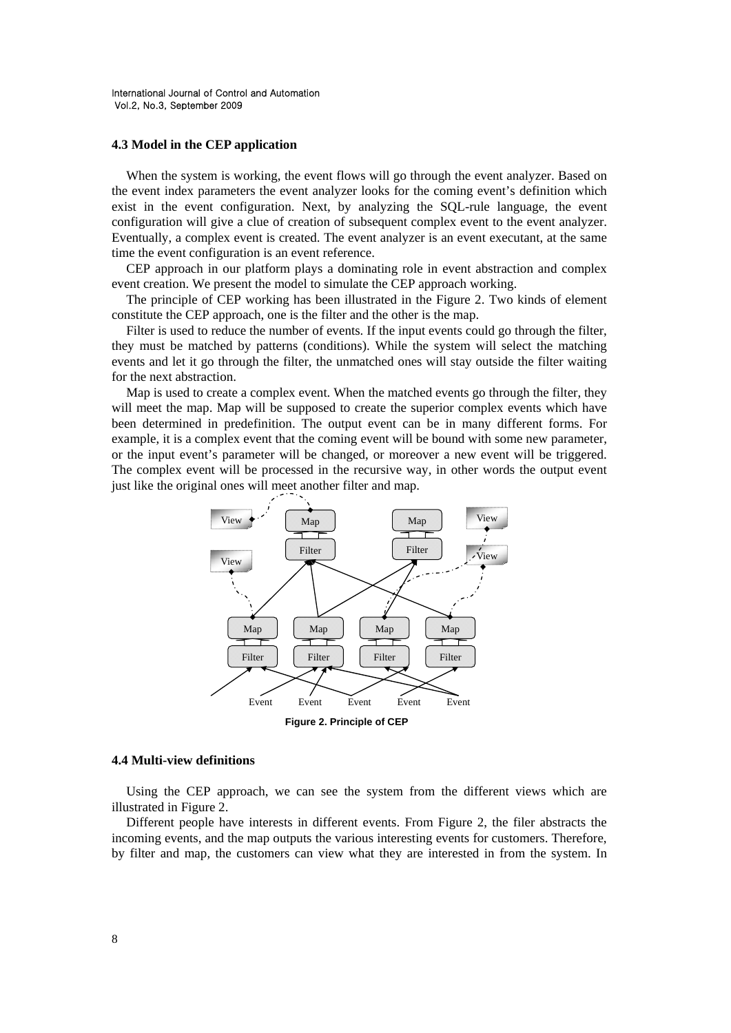### 4.3 Model in the CEP application

When the system is working, the event flows will go through the event analyzer. Based on the event index parameters the event analyzer looks for the coming event's definition which exist in the event configuration. Next, by analyzing the SQL-rule language, the event configuration will give a clue of creation of subsequent complex event to the event analyzer. Eventually, a complex event is created. The event analyzer is an event executant, at the same time the event configuration is an event reference.

CEP approach in our platform plays a dominating role in event abstraction and complex event creation. We present the model to simulate the CEP approach working.

The principle of CEP working has been illustrated in the Figure 2. Two kinds of element constitute the CEP approach, one is the filter and the other is the map.

Filter is used to reduce the number of events. If the input events could go through the filter, they must be matched by patterns (conditions). While the system will select the matching events and let it go through the filter, the unmatched ones will stay outside the filter waiting for the next abstraction.

Map is used to create a complex event. When the matched events go through the filter, they will meet the map. Map will be supposed to create the superior complex events which have been determined in predefinition. The output event can be in many different forms. For example, it is a complex event that the coming event will be bound with some new parameter, or the input event's parameter will be changed, or moreover a new event will be triggered. The complex event will be processed in the recursive way, in other words the output event just like the original ones will meet another filter and map.

**Figure 2. Principle of CEP**

### 4.4 Multi-view definitions

Using the CEP approach, we can see the system from the different views which are illustrated in Figure 2.

Different people have interests in different events. From Figure 2, the filer abstracts the incoming events, and the map outputs the various interesting events for customers. Therefore, by filter and map, the customers can view what they are interested in from the system. In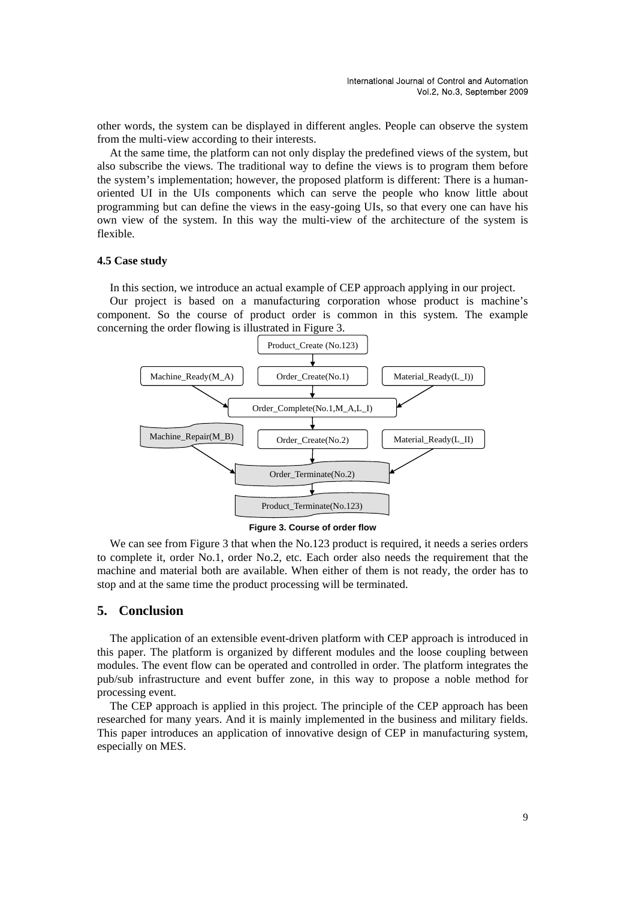other words, the system can be displayed in different angles. People can observe the system from the multi-view according to their interests.

At the same time, the platform can not only display the predefined views of the system, but also subscribe the views. The traditional way to define the views is to program them before the system's implementation; however, the proposed platform is different: There is a human-oriented UI in the UIs components which can serve the people who know little about programming but can define the views in the easy-going UIs, so that every one can have his own view of the system. In this way the multi-view of the architecture of the system is flexible.

### 4.5 Case study

In this section, we introduce an actual example of CEP approach applying in our project.

Our project is based on a manufacturing corporation whose product is machine's component. So the course of product order is common in this system. The example concerning the order flowing is illustrated in Figure 3.

**Figure 3. Course of order flow**

We can see from Figure 3 that when the No.123 product is required, it needs a series orders to complete it, order No.1, order No.2, etc. Each order also needs the requirement that the machine and material both are available. When either of them is not ready, the order has to stop and at the same time the product processing will be terminated.

## 5. Conclusion

The application of an extensible event-driven platform with CEP approach is introduced in this paper. The platform is organized by different modules and the loose coupling between modules. The event flow can be operated and controlled in order. The platform integrates the pub/sub infrastructure and event buffer zone, in this way to propose a noble method for processing event.

The CEP approach is applied in this project. The principle of the CEP approach has been researched for many years. And it is mainly implemented in the business and military fields. This paper introduces an application of innovative design of CEP in manufacturing system, especially on MES.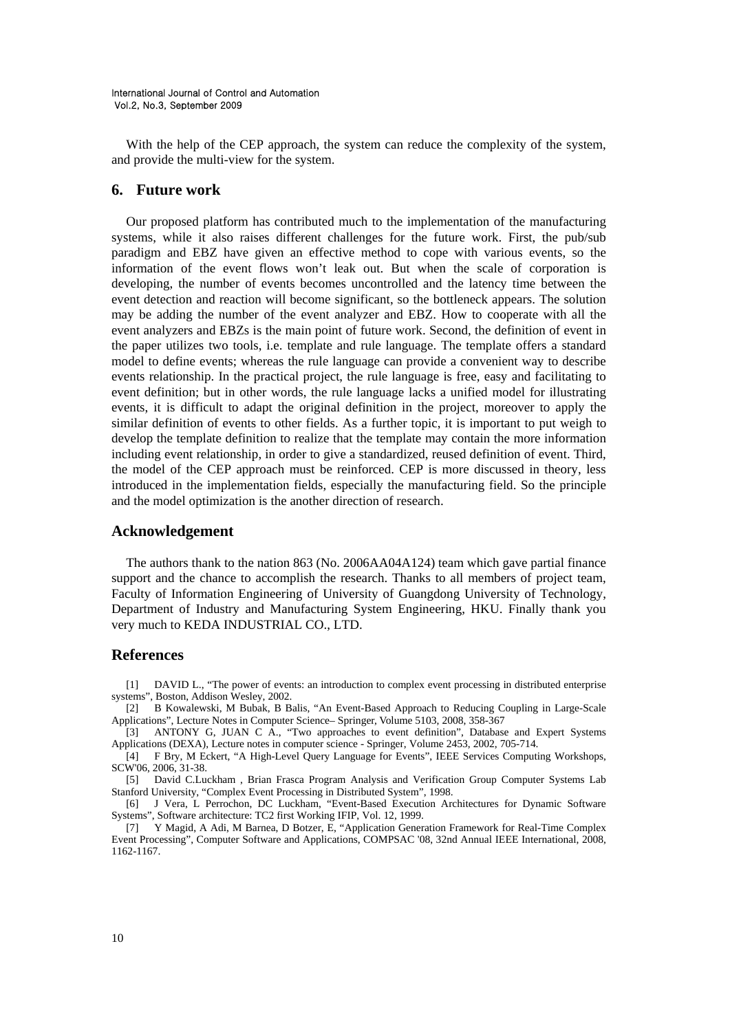With the help of the CEP approach, the system can reduce the complexity of the system, and provide the multi-view for the system.

## 6. Future work

Our proposed platform has contributed much to the implementation of the manufacturing systems, while it also raises different challenges for the future work. First, the pub/sub paradigm and EBZ have given an effective method to cope with various events, so the information of the event flows won't leak out. But when the scale of corporation is developing, the number of events becomes uncontrolled and the latency time between the event detection and reaction will become significant, so the bottleneck appears. The solution may be adding the number of the event analyzer and EBZ. How to cooperate with all the event analyzers and EBZs is the main point of future work. Second, the definition of event in the paper utilizes two tools, i.e. template and rule language. The template offers a standard model to define events; whereas the rule language can provide a convenient way to describe events relationship. In the practical project, the rule language is free, easy and facilitating to event definition; but in other words, the rule language lacks a unified model for illustrating events, it is difficult to adapt the original definition in the project, moreover to apply the similar definition of events to other fields. As a further topic, it is important to put weigh to develop the template definition to realize that the template may contain the more information including event relationship, in order to give a standardized, reused definition of event. Third, the model of the CEP approach must be reinforced. CEP is more discussed in theory, less introduced in the implementation fields, especially the manufacturing field. So the principle and the model optimization is the another direction of research.

## Acknowledgement

The authors thank to the nation 863 (No. 2006AA04A124) team which gave partial finance support and the chance to accomplish the research. Thanks to all members of project team, Faculty of Information Engineering of University of Guangdong University of Technology, Department of Industry and Manufacturing System Engineering, HKU. Finally thank you very much to KEDA INDUSTRIAL CO., LTD.

## References

[1] DAVID L., "The power of events: an introduction to complex event processing in distributed enterprise systems", Boston, Addison Wesley, 2002.

[2] B Kowalewski, M Bubak, B Balis, "An Event-Based Approach to Reducing Coupling in Large-Scale Applications", Lecture Notes in Computer Science– Springer, Volume 5103, 2008, 358-367

[3] ANTONY G, JUAN C A., "Two approaches to event definition", Database and Expert Systems Applications (DEXA), Lecture notes in computer science - Springer, Volume 2453, 2002, 705-714.

[4] F Bry, M Eckert, "A High-Level Query Language for Events", IEEE Services Computing Workshops, SCW'06, 2006, 31-38.

[5] David C.Luckham , Brian Frasca Program Analysis and Verification Group Computer Systems Lab Stanford University, "Complex Event Processing in Distributed System", 1998.

[6] J Vera, L Perrochon, DC Luckham, "Event-Based Execution Architectures for Dynamic Software Systems", Software architecture: TC2 first Working IFIP, Vol. 12, 1999.

[7] Y Magid, A Adi, M Barnea, D Botzer, E, "Application Generation Framework for Real-Time Complex Event Processing", Computer Software and Applications, COMPSAC '08, 32nd Annual IEEE International, 2008, 1162-1167.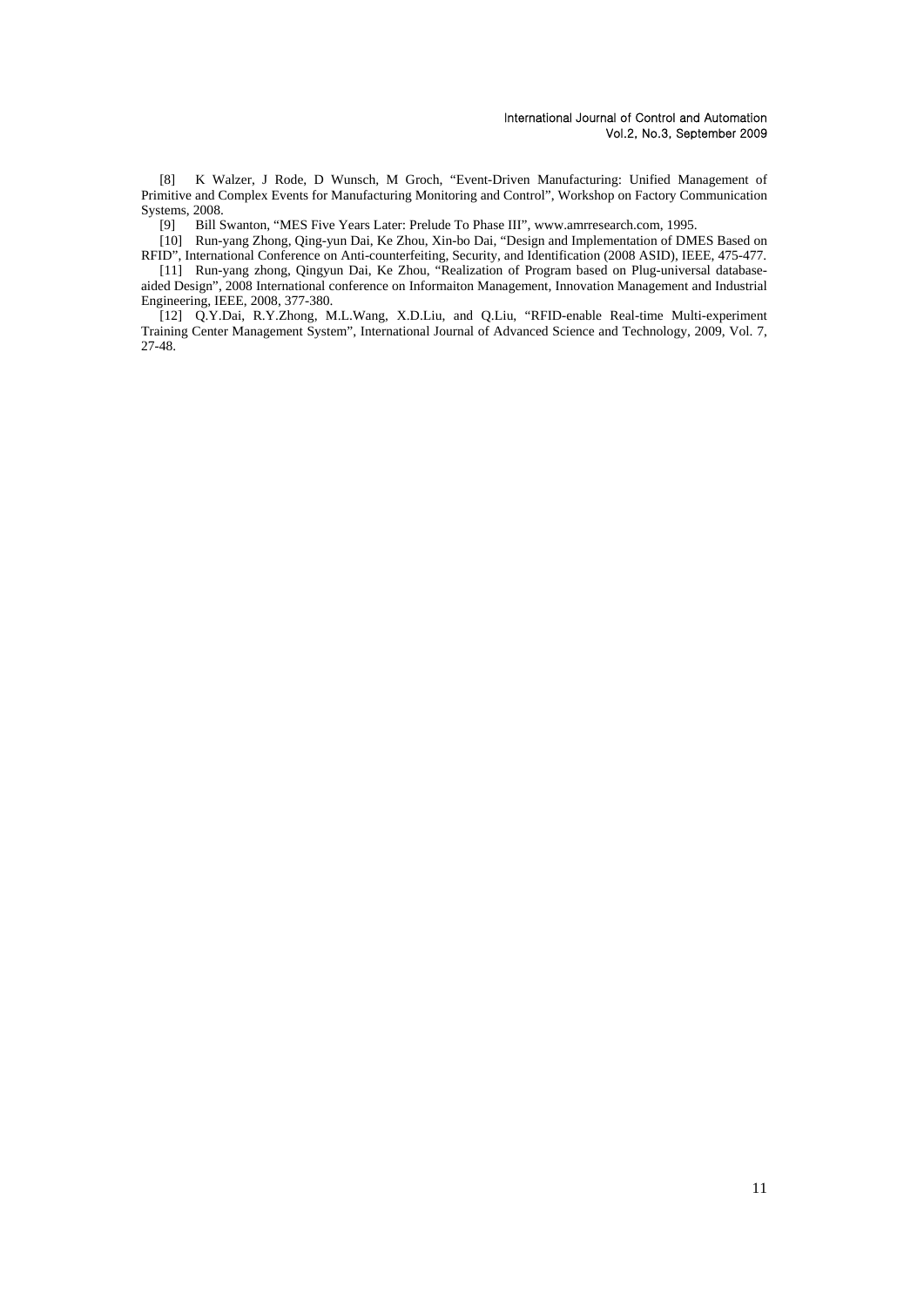[8] K Walzer, J Rode, D Wunsch, M Groch, "Event-Driven Manufacturing: Unified Management of Primitive and Complex Events for Manufacturing Monitoring and Control", Workshop on Factory Communication Systems, 2008.

[9] Bill Swanton, "MES Five Years Later: Prelude To Phase III", www.amrresearch.com, 1995.

[10] Run-yang Zhong, Qing-yun Dai, Ke Zhou, Xin-bo Dai, "Design and Implementation of DMES Based on RFID", International Conference on Anti-counterfeiting, Security, and Identification (2008 ASID), IEEE, 475-477.

[11] Run-yang zhong, Qingyun Dai, Ke Zhou, "Realization of Program based on Plug-universal database-aided Design", 2008 International conference on Informaiton Management, Innovation Management and Industrial Engineering, IEEE, 2008, 377-380.

[12] Q.Y.Dai, R.Y.Zhong, M.L.Wang, X.D.Liu, and Q.Liu, "RFID-enable Real-time Multi-experiment Training Center Management System", International Journal of Advanced Science and Technology, 2009, Vol. 7, 27-48.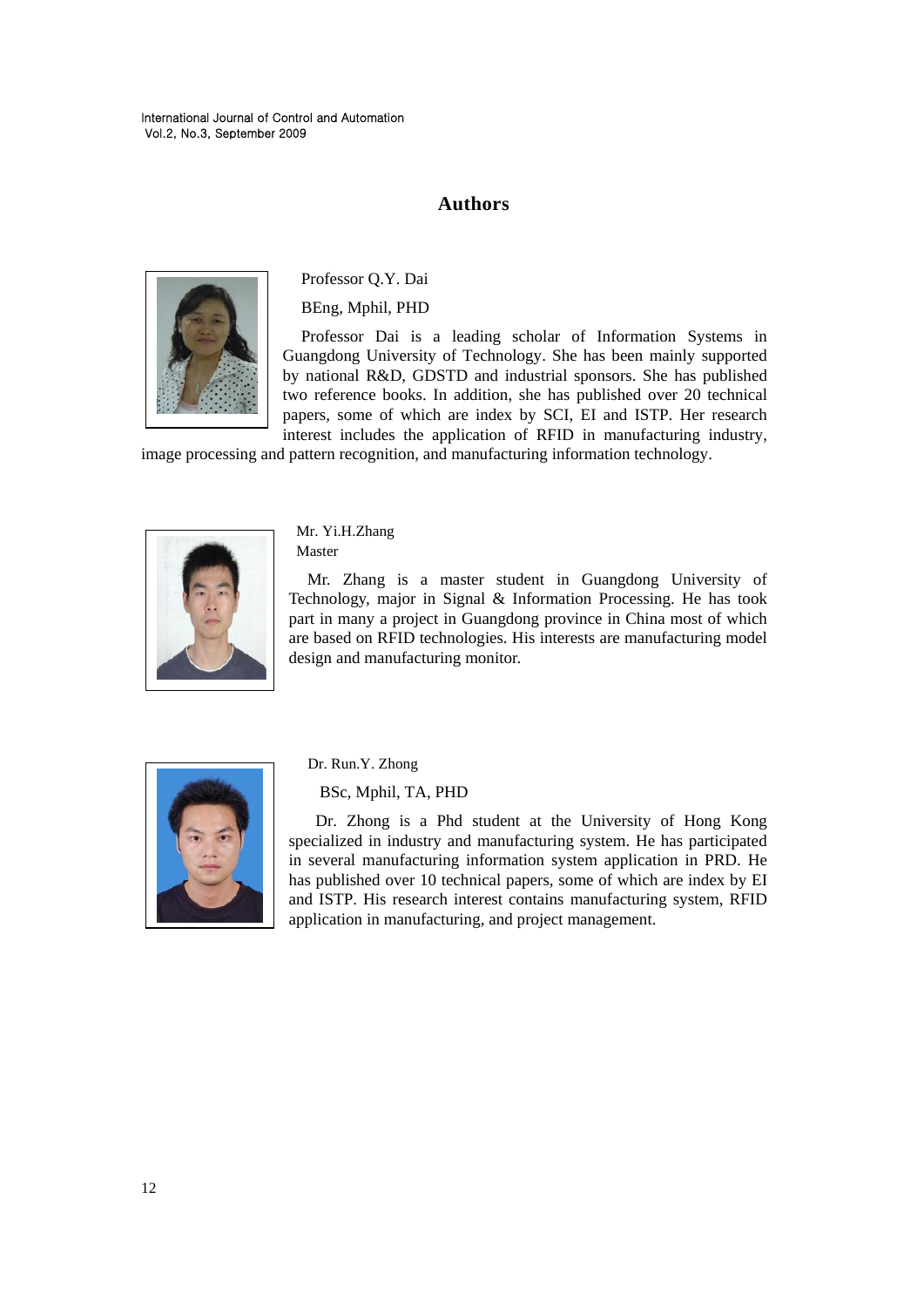## Authors

Professor Q.Y. Dai

BEng, Mphil, PHD

Professor Dai is a leading scholar of Information Systems in Guangdong University of Technology. She has been mainly supported by national R&D, GDSTD and industrial sponsors. She has published two reference books. In addition, she has published over 20 technical papers, some of which are index by SCI, EI and ISTP. Her research interest includes the application of RFID in manufacturing industry, image processing and pattern recognition, and manufacturing information technology.

Mr. Yi.H.Zhang

Master

Mr. Zhang is a master student in Guangdong University of Technology, major in Signal & Information Processing. He has took part in many a project in Guangdong province in China most of which are based on RFID technologies. His interests are manufacturing model design and manufacturing monitor.

Dr. Run.Y. Zhong

BSc, Mphil, TA, PHD

Dr. Zhong is a Phd student at the University of Hong Kong specialized in industry and manufacturing system. He has participated in several manufacturing information system application in PRD. He has published over 10 technical papers, some of which are index by EI and ISTP. His research interest contains manufacturing system, RFID application in manufacturing, and project management.